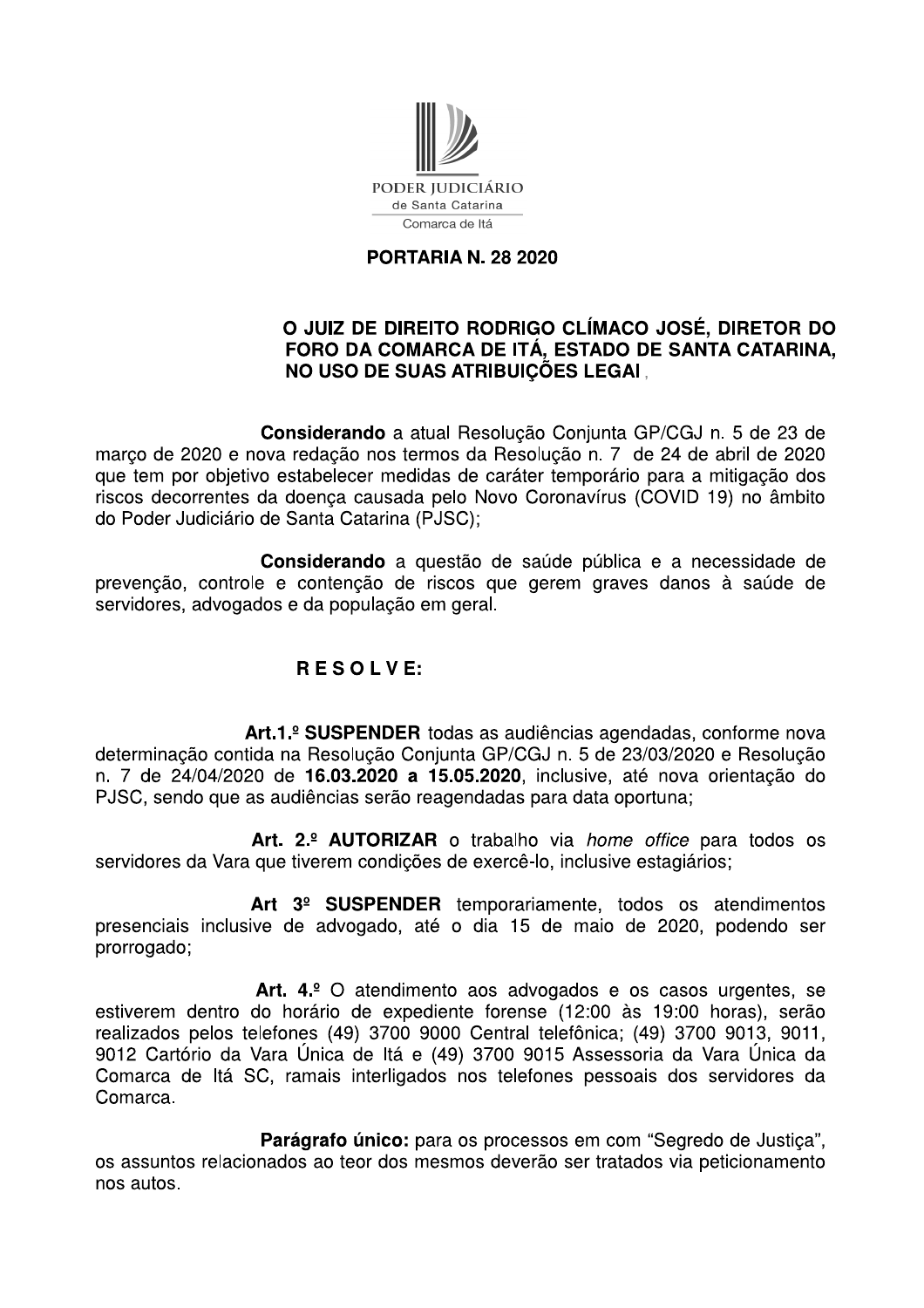PODER JUDICIÁRIO
de Santa Catarina
Comarca de Itá

# PORTARIA N. 28 2020

**O JUIZ DE DIREITO RODRIGO CLÍMACO JOSÉ, DIRETOR DO FORO DA COMARCA DE ITÁ, ESTADO DE SANTA CATARINA, NO USO DE SUAS ATRIBUIÇÕES LEGAI** ,

**Considerando** a atual Resolução Conjunta GP/CGJ n. 5 de 23 de março de 2020 e nova redação nos termos da Resolução n. 7 de 24 de abril de 2020 que tem por objetivo estabelecer medidas de caráter temporário para a mitigação dos riscos decorrentes da doença causada pelo Novo Coronavírus (COVID 19) no âmbito do Poder Judiciário de Santa Catarina (PJSC);

**Considerando** a questão de saúde pública e a necessidade de prevenção, controle e contenção de riscos que gerem graves danos à saúde de servidores, advogados e da população em geral.

**R E S O L V E:**

**Art.1.º SUSPENDER** todas as audiências agendadas, conforme nova determinação contida na Resolução Conjunta GP/CGJ n. 5 de 23/03/2020 e Resolução n. 7 de 24/04/2020 de **16.03.2020 a 15.05.2020**, inclusive, até nova orientação do PJSC, sendo que as audiências serão reagendadas para data oportuna;

**Art. 2.º AUTORIZAR** o trabalho via *home office* para todos os servidores da Vara que tiverem condições de exercê-lo, inclusive estagiários;

**Art 3º SUSPENDER** temporariamente, todos os atendimentos presenciais inclusive de advogado, até o dia 15 de maio de 2020, podendo ser prorrogado;

**Art. 4.º** O atendimento aos advogados e os casos urgentes, se estiverem dentro do horário de expediente forense (12:00 às 19:00 horas), serão realizados pelos telefones (49) 3700 9000 Central telefônica; (49) 3700 9013, 9011, 9012 Cartório da Vara Única de Itá e (49) 3700 9015 Assessoria da Vara Única da Comarca de Itá SC, ramais interligados nos telefones pessoais dos servidores da Comarca.

**Parágrafo único:** para os processos em com "Segredo de Justiça", os assuntos relacionados ao teor dos mesmos deverão ser tratados via peticionamento nos autos.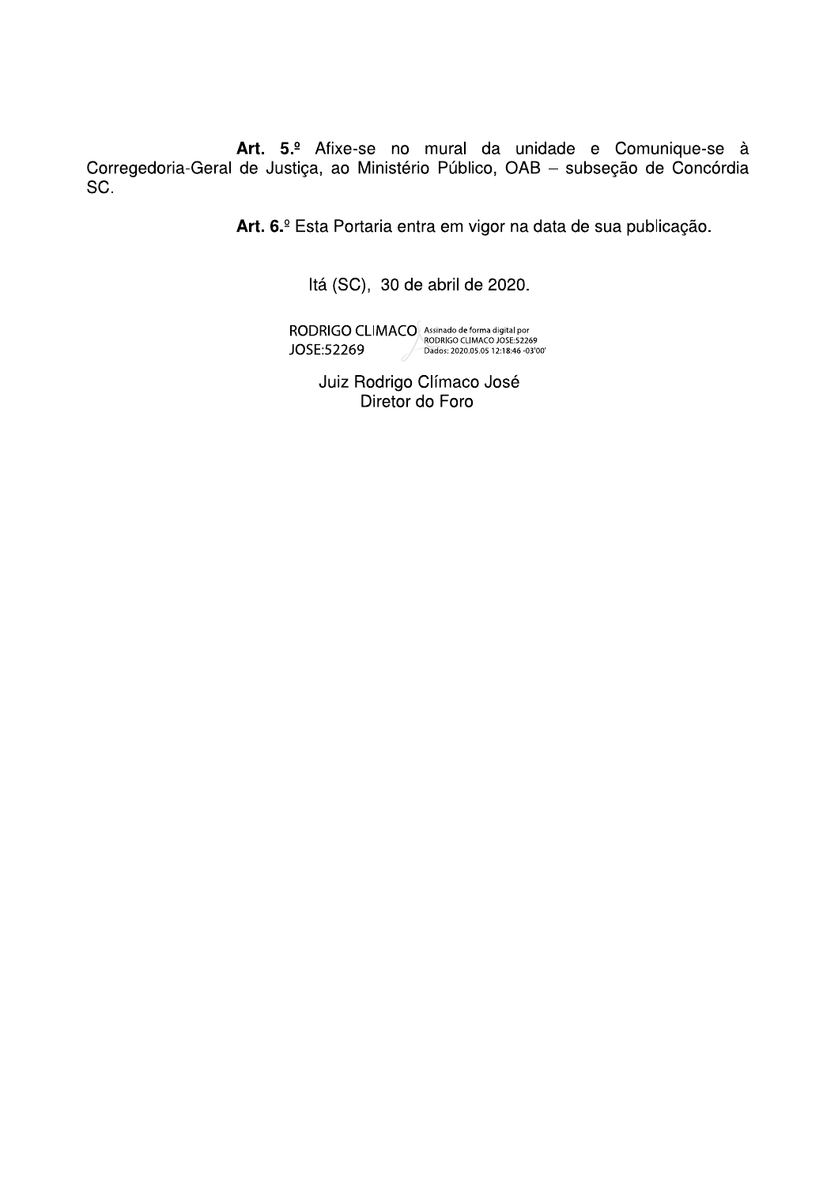**Art. 5.º** Afixe-se no mural da unidade e Comunique-se à Corregedoria-Geral de Justiça, ao Ministério Público, OAB – subseção de Concórdia SC.

**Art. 6.º** Esta Portaria entra em vigor na data de sua publicação.

Itá (SC), 30 de abril de 2020.

RODRIGO CLIMACO JOSE:52269 Assinado de forma digital por RODRIGO CLIMACO JOSE:52269 Dados: 2020.05.05 12:18:46 -03'00'

Juiz Rodrigo Clímaco José
Diretor do Foro